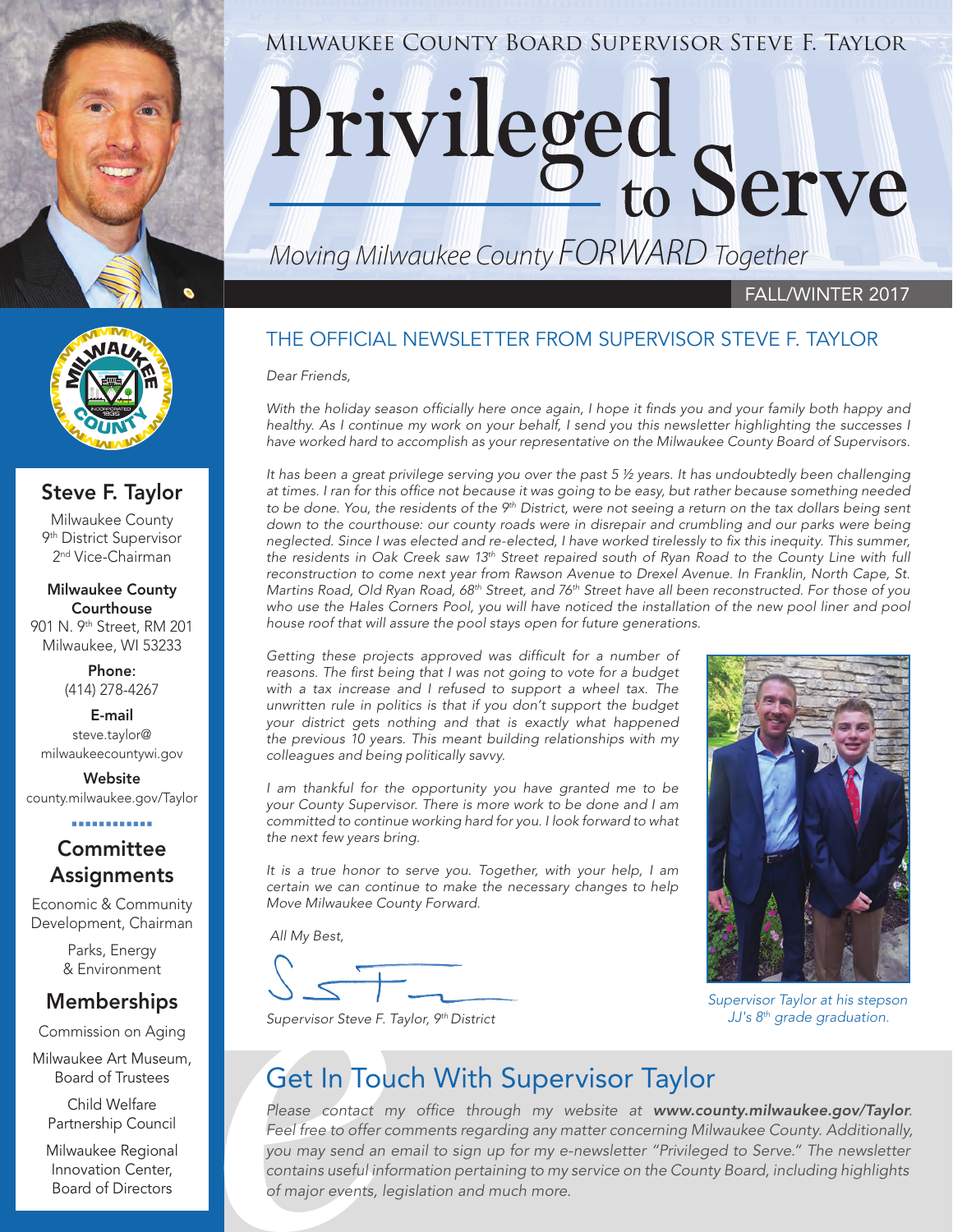MILWAUKEE COUNTY BOARD SUPERVISOR STEVE F. TAYLOR

# Privileged to Serve

*Moving Milwaukee County FORWARD Together*

FALL/WINTER 2017

## Steve F. Taylor

Milwaukee County
9th District Supervisor
2nd Vice-Chairman

**Milwaukee County Courthouse**
901 N. 9th Street, RM 201
Milwaukee, WI 53233

**Phone:**
(414) 278-4267

**E-mail**
steve.taylor@milwaukeecountywi.gov

**Website**
county.milwaukee.gov/Taylor

### Committee Assignments

Economic & Community Development, Chairman

Parks, Energy & Environment

### Memberships

Commission on Aging

Milwaukee Art Museum, Board of Trustees

Child Welfare Partnership Council

Milwaukee Regional Innovation Center, Board of Directors

## THE OFFICIAL NEWSLETTER FROM SUPERVISOR STEVE F. TAYLOR

*Dear Friends,*

*With the holiday season officially here once again, I hope it finds you and your family both happy and healthy. As I continue my work on your behalf, I send you this newsletter highlighting the successes I have worked hard to accomplish as your representative on the Milwaukee County Board of Supervisors.*

*It has been a great privilege serving you over the past 5 ½ years. It has undoubtedly been challenging at times. I ran for this office not because it was going to be easy, but rather because something needed to be done. You, the residents of the 9th District, were not seeing a return on the tax dollars being sent down to the courthouse: our county roads were in disrepair and crumbling and our parks were being neglected. Since I was elected and re-elected, I have worked tirelessly to fix this inequity. This summer, the residents in Oak Creek saw 13th Street repaired south of Ryan Road to the County Line with full reconstruction to come next year from Rawson Avenue to Drexel Avenue. In Franklin, North Cape, St. Martins Road, Old Ryan Road, 68th Street, and 76th Street have all been reconstructed. For those of you who use the Hales Corners Pool, you will have noticed the installation of the new pool liner and pool house roof that will assure the pool stays open for future generations.*

*Getting these projects approved was difficult for a number of reasons. The first being that I was not going to vote for a budget with a tax increase and I refused to support a wheel tax. The unwritten rule in politics is that if you don't support the budget your district gets nothing and that is exactly what happened the previous 10 years. This meant building relationships with my colleagues and being politically savvy.*

*I am thankful for the opportunity you have granted me to be your County Supervisor. There is more work to be done and I am committed to continue working hard for you. I look forward to what the next few years bring.*

*It is a true honor to serve you. Together, with your help, I am certain we can continue to make the necessary changes to help Move Milwaukee County Forward.*

*All My Best,*

*Supervisor Steve F. Taylor, 9th District*

*Supervisor Taylor at his stepson JJ's 8th grade graduation.*

## Get In Touch With Supervisor Taylor

*Please contact my office through my website at **www.county.milwaukee.gov/Taylor**. Feel free to offer comments regarding any matter concerning Milwaukee County. Additionally, you may send an email to sign up for my e-newsletter "Privileged to Serve." The newsletter contains useful information pertaining to my service on the County Board, including highlights of major events, legislation and much more.*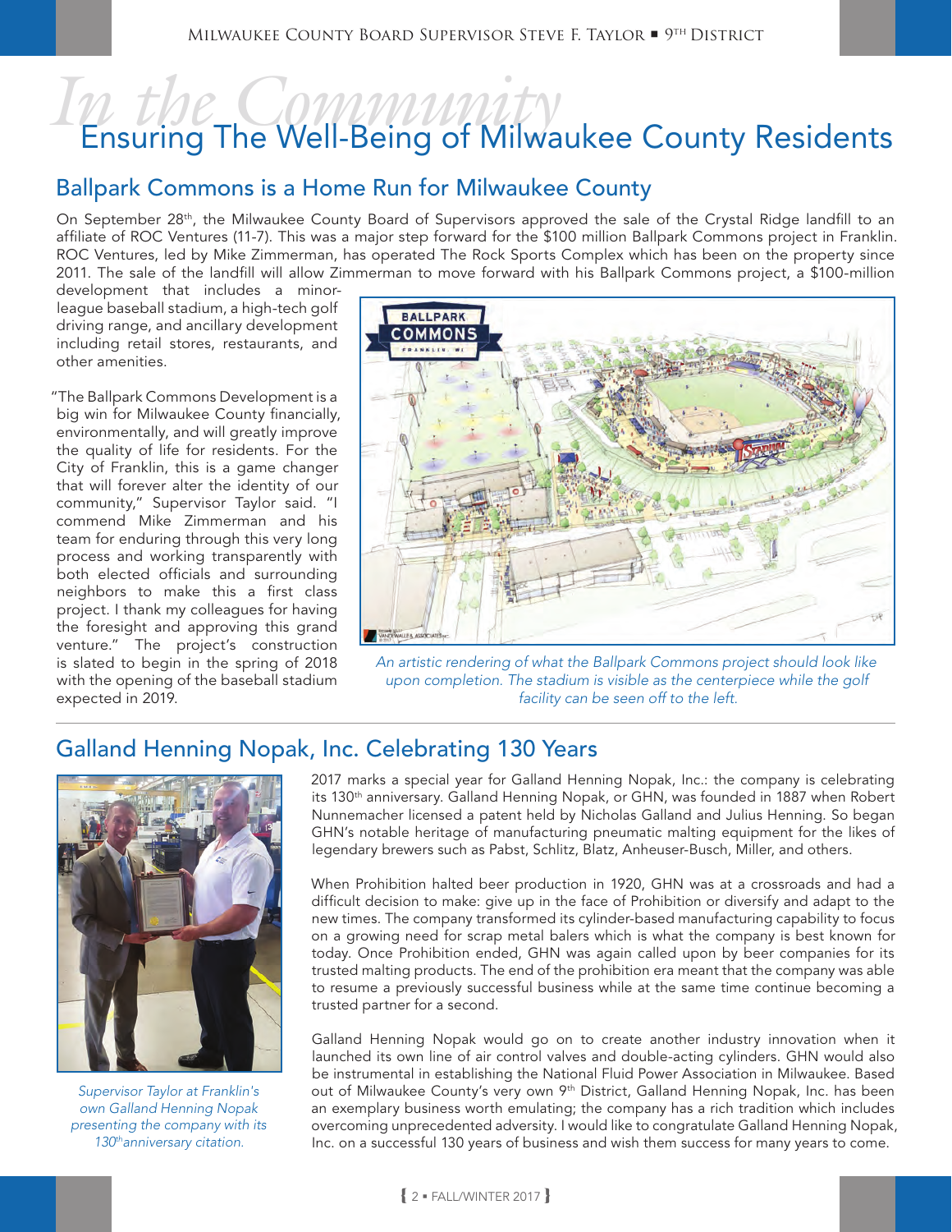# *In the Community* Ensuring The Well-Being of Milwaukee County Residents

## Ballpark Commons is a Home Run for Milwaukee County

On September 28th, the Milwaukee County Board of Supervisors approved the sale of the Crystal Ridge landfill to an affiliate of ROC Ventures (11-7). This was a major step forward for the $100 million Ballpark Commons project in Franklin. ROC Ventures, led by Mike Zimmerman, has operated The Rock Sports Complex which has been on the property since 2011. The sale of the landfill will allow Zimmerman to move forward with his Ballpark Commons project, a $100-million development that includes a minor-league baseball stadium, a high-tech golf driving range, and ancillary development including retail stores, restaurants, and other amenities.

"The Ballpark Commons Development is a big win for Milwaukee County financially, environmentally, and will greatly improve the quality of life for residents. For the City of Franklin, this is a game changer that will forever alter the identity of our community," Supervisor Taylor said. "I commend Mike Zimmerman and his team for enduring through this very long process and working transparently with both elected officials and surrounding neighbors to make this a first class project. I thank my colleagues for having the foresight and approving this grand venture." The project's construction is slated to begin in the spring of 2018 with the opening of the baseball stadium expected in 2019.

*An artistic rendering of what the Ballpark Commons project should look like upon completion. The stadium is visible as the centerpiece while the golf facility can be seen off to the left.*

## Galland Henning Nopak, Inc. Celebrating 130 Years

*Supervisor Taylor at Franklin's own Galland Henning Nopak presenting the company with its 130th anniversary citation.*

2017 marks a special year for Galland Henning Nopak, Inc.: the company is celebrating its 130th anniversary. Galland Henning Nopak, or GHN, was founded in 1887 when Robert Nunnemacher licensed a patent held by Nicholas Galland and Julius Henning. So began GHN's notable heritage of manufacturing pneumatic malting equipment for the likes of legendary brewers such as Pabst, Schlitz, Blatz, Anheuser-Busch, Miller, and others.

When Prohibition halted beer production in 1920, GHN was at a crossroads and had a difficult decision to make: give up in the face of Prohibition or diversify and adapt to the new times. The company transformed its cylinder-based manufacturing capability to focus on a growing need for scrap metal balers which is what the company is best known for today. Once Prohibition ended, GHN was again called upon by beer companies for its trusted malting products. The end of the prohibition era meant that the company was able to resume a previously successful business while at the same time continue becoming a trusted partner for a second.

Galland Henning Nopak would go on to create another industry innovation when it launched its own line of air control valves and double-acting cylinders. GHN would also be instrumental in establishing the National Fluid Power Association in Milwaukee. Based out of Milwaukee County's very own 9th District, Galland Henning Nopak, Inc. has been an exemplary business worth emulating; the company has a rich tradition which includes overcoming unprecedented adversity. I would like to congratulate Galland Henning Nopak, Inc. on a successful 130 years of business and wish them success for many years to come.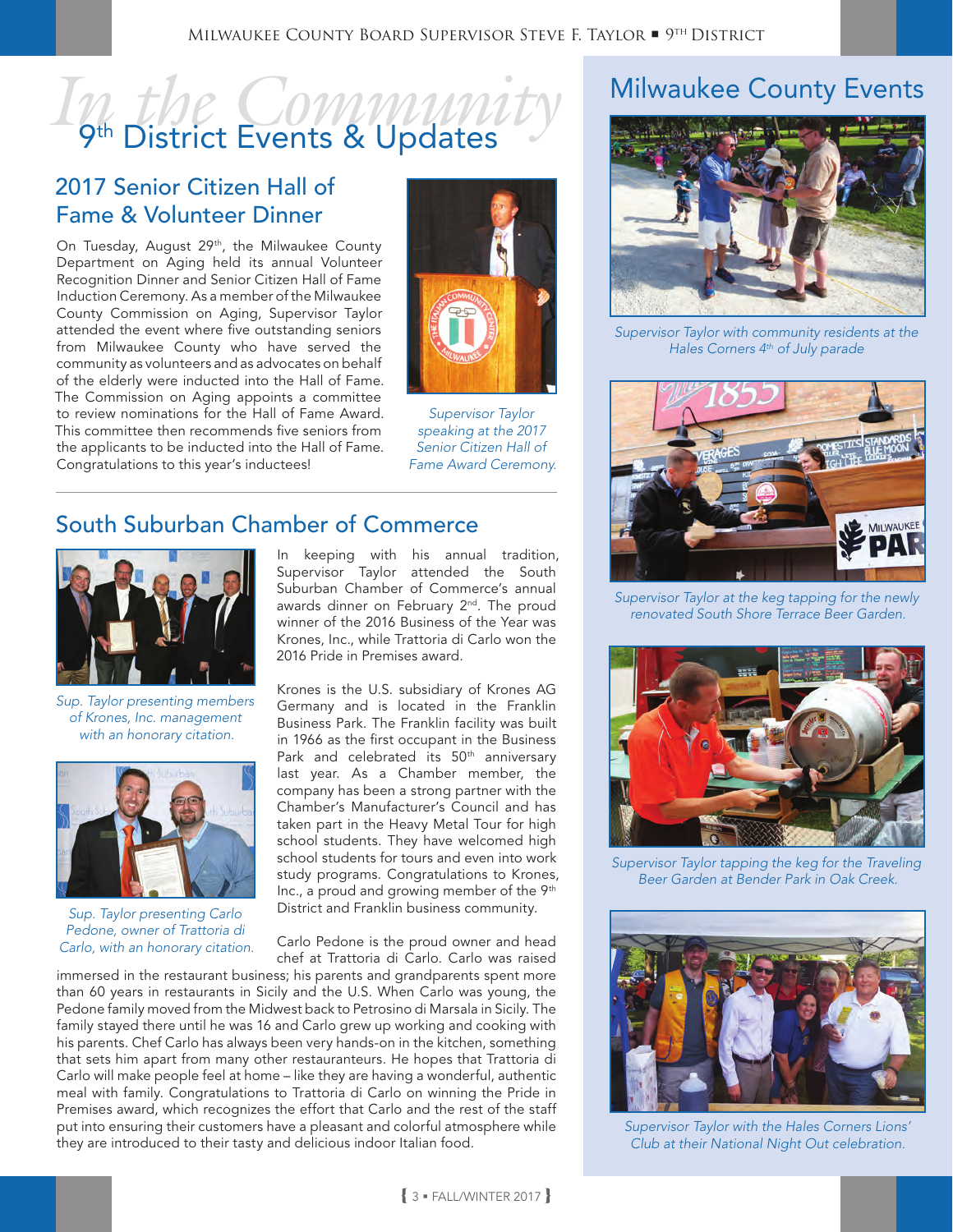# In the Community
## 9th District Events & Updates

### 2017 Senior Citizen Hall of Fame & Volunteer Dinner

On Tuesday, August 29th, the Milwaukee County Department on Aging held its annual Volunteer Recognition Dinner and Senior Citizen Hall of Fame Induction Ceremony. As a member of the Milwaukee County Commission on Aging, Supervisor Taylor attended the event where five outstanding seniors from Milwaukee County who have served the community as volunteers and as advocates on behalf of the elderly were inducted into the Hall of Fame. The Commission on Aging appoints a committee to review nominations for the Hall of Fame Award. This committee then recommends five seniors from the applicants to be inducted into the Hall of Fame. Congratulations to this year's inductees!

*Supervisor Taylor speaking at the 2017 Senior Citizen Hall of Fame Award Ceremony.*

### South Suburban Chamber of Commerce

*Sup. Taylor presenting members of Krones, Inc. management with an honorary citation.*

*Sup. Taylor presenting Carlo Pedone, owner of Trattoria di Carlo, with an honorary citation.*

In keeping with his annual tradition, Supervisor Taylor attended the South Suburban Chamber of Commerce's annual awards dinner on February 2nd. The proud winner of the 2016 Business of the Year was Krones, Inc., while Trattoria di Carlo won the 2016 Pride in Premises award.

Krones is the U.S. subsidiary of Krones AG Germany and is located in the Franklin Business Park. The Franklin facility was built in 1966 as the first occupant in the Business Park and celebrated its 50th anniversary last year. As a Chamber member, the company has been a strong partner with the Chamber's Manufacturer's Council and has taken part in the Heavy Metal Tour for high school students. They have welcomed high school students for tours and even into work study programs. Congratulations to Krones, Inc., a proud and growing member of the 9th District and Franklin business community.

Carlo Pedone is the proud owner and head chef at Trattoria di Carlo. Carlo was raised immersed in the restaurant business; his parents and grandparents spent more than 60 years in restaurants in Sicily and the U.S. When Carlo was young, the Pedone family moved from the Midwest back to Petrosino di Marsala in Sicily. The family stayed there until he was 16 and Carlo grew up working and cooking with his parents. Chef Carlo has always been very hands-on in the kitchen, something that sets him apart from many other restauranteurs. He hopes that Trattoria di Carlo will make people feel at home – like they are having a wonderful, authentic meal with family. Congratulations to Trattoria di Carlo on winning the Pride in Premises award, which recognizes the effort that Carlo and the rest of the staff put into ensuring their customers have a pleasant and colorful atmosphere while they are introduced to their tasty and delicious indoor Italian food.

## Milwaukee County Events

*Supervisor Taylor with community residents at the Hales Corners 4th of July parade*

*Supervisor Taylor at the keg tapping for the newly renovated South Shore Terrace Beer Garden.*

*Supervisor Taylor tapping the keg for the Traveling Beer Garden at Bender Park in Oak Creek.*

*Supervisor Taylor with the Hales Corners Lions' Club at their National Night Out celebration.*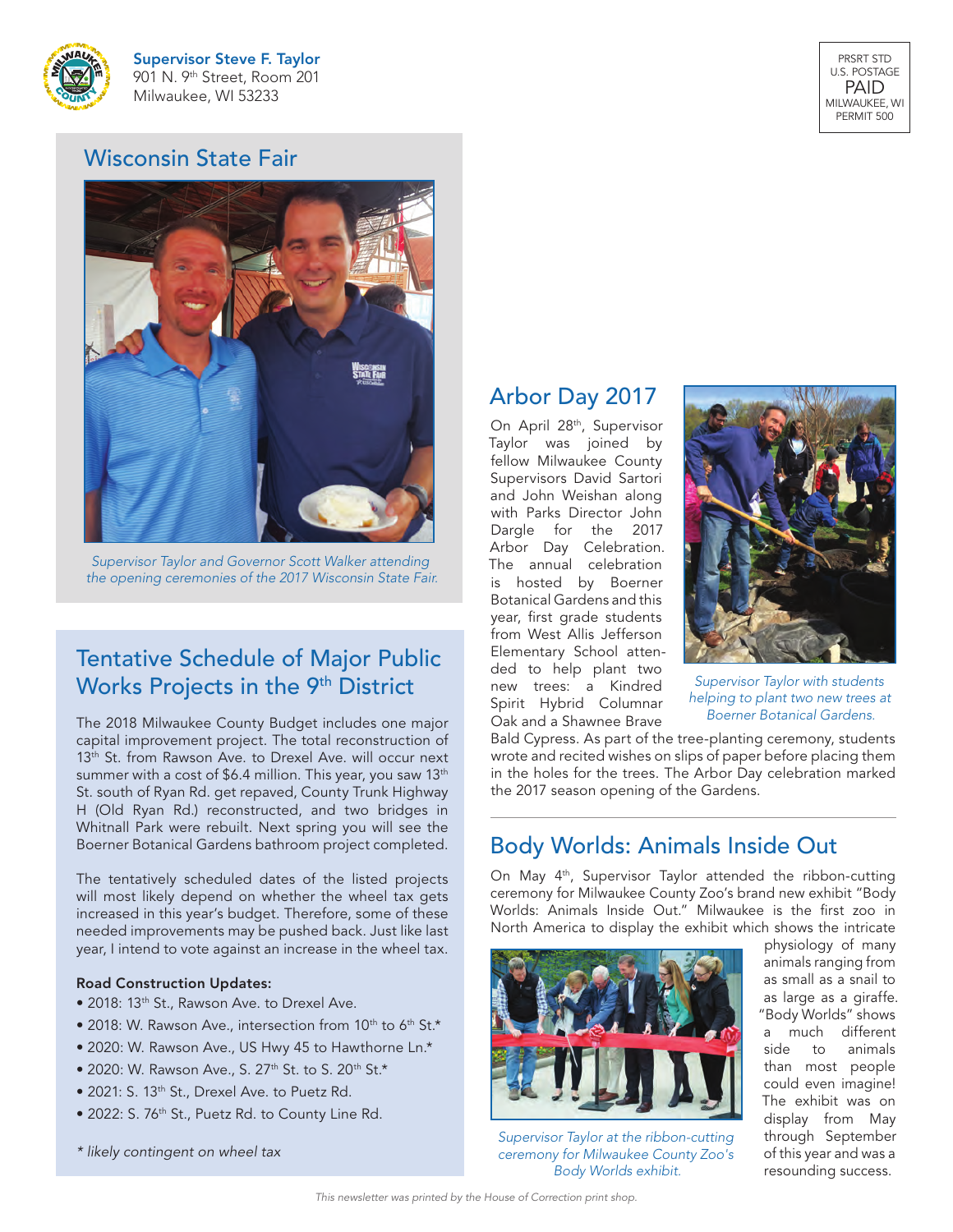Supervisor Steve F. Taylor
901 N. 9th Street, Room 201
Milwaukee, WI 53233

PRSRT STD
U.S. POSTAGE
PAID
MILWAUKEE, WI
PERMIT 500

## Wisconsin State Fair

*Supervisor Taylor and Governor Scott Walker attending the opening ceremonies of the 2017 Wisconsin State Fair.*

## Tentative Schedule of Major Public Works Projects in the 9th District

The 2018 Milwaukee County Budget includes one major capital improvement project. The total reconstruction of 13th St. from Rawson Ave. to Drexel Ave. will occur next summer with a cost of $6.4 million. This year, you saw 13th St. south of Ryan Rd. get repaved, County Trunk Highway H (Old Ryan Rd.) reconstructed, and two bridges in Whitnall Park were rebuilt. Next spring you will see the Boerner Botanical Gardens bathroom project completed.

The tentatively scheduled dates of the listed projects will most likely depend on whether the wheel tax gets increased in this year's budget. Therefore, some of these needed improvements may be pushed back. Just like last year, I intend to vote against an increase in the wheel tax.

**Road Construction Updates:**

- 2018: 13th St., Rawson Ave. to Drexel Ave.
- 2018: W. Rawson Ave., intersection from 10th to 6th St.*
- 2020: W. Rawson Ave., US Hwy 45 to Hawthorne Ln.*
- 2020: W. Rawson Ave., S. 27th St. to S. 20th St.*
- 2021: S. 13th St., Drexel Ave. to Puetz Rd.
- 2022: S. 76th St., Puetz Rd. to County Line Rd.

*\* likely contingent on wheel tax*

## Arbor Day 2017

On April 28th, Supervisor Taylor was joined by fellow Milwaukee County Supervisors David Sartori and John Weishan along with Parks Director John Dargle for the 2017 Arbor Day Celebration. The annual celebration is hosted by Boerner Botanical Gardens and this year, first grade students from West Allis Jefferson Elementary School attended to help plant two new trees: a Kindred Spirit Hybrid Columnar Oak and a Shawnee Brave Bald Cypress. As part of the tree-planting ceremony, students wrote and recited wishes on slips of paper before placing them in the holes for the trees. The Arbor Day celebration marked the 2017 season opening of the Gardens.

*Supervisor Taylor with students helping to plant two new trees at Boerner Botanical Gardens.*

## Body Worlds: Animals Inside Out

On May 4th, Supervisor Taylor attended the ribbon-cutting ceremony for Milwaukee County Zoo's brand new exhibit "Body Worlds: Animals Inside Out." Milwaukee is the first zoo in North America to display the exhibit which shows the intricate physiology of many animals ranging from as small as a snail to as large as a giraffe. "Body Worlds" shows a much different side to animals than most people could even imagine! The exhibit was on display from May through September of this year and was a resounding success.

*Supervisor Taylor at the ribbon-cutting ceremony for Milwaukee County Zoo's Body Worlds exhibit.*

*This newsletter was printed by the House of Correction print shop.*